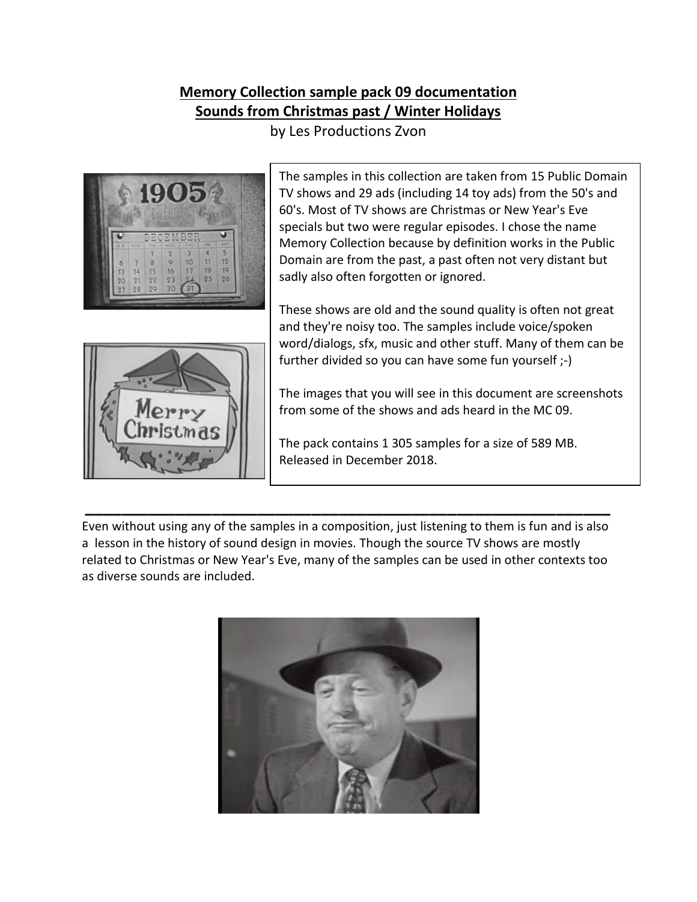**Memory Collection sample pack 09 documentation**
**Sounds from Christmas past / Winter Holidays**
by Les Productions Zvon

The samples in this collection are taken from 15 Public Domain TV shows and 29 ads (including 14 toy ads) from the 50's and 60's. Most of TV shows are Christmas or New Year's Eve specials but two were regular episodes. I chose the name Memory Collection because by definition works in the Public Domain are from the past, a past often not very distant but sadly also often forgotten or ignored.

These shows are old and the sound quality is often not great and they're noisy too. The samples include voice/spoken word/dialogs, sfx, music and other stuff. Many of them can be further divided so you can have some fun yourself ;-)

The images that you will see in this document are screenshots from some of the shows and ads heard in the MC 09.

The pack contains 1 305 samples for a size of 589 MB. Released in December 2018.

---

Even without using any of the samples in a composition, just listening to them is fun and is also a lesson in the history of sound design in movies. Though the source TV shows are mostly related to Christmas or New Year's Eve, many of the samples can be used in other contexts too as diverse sounds are included.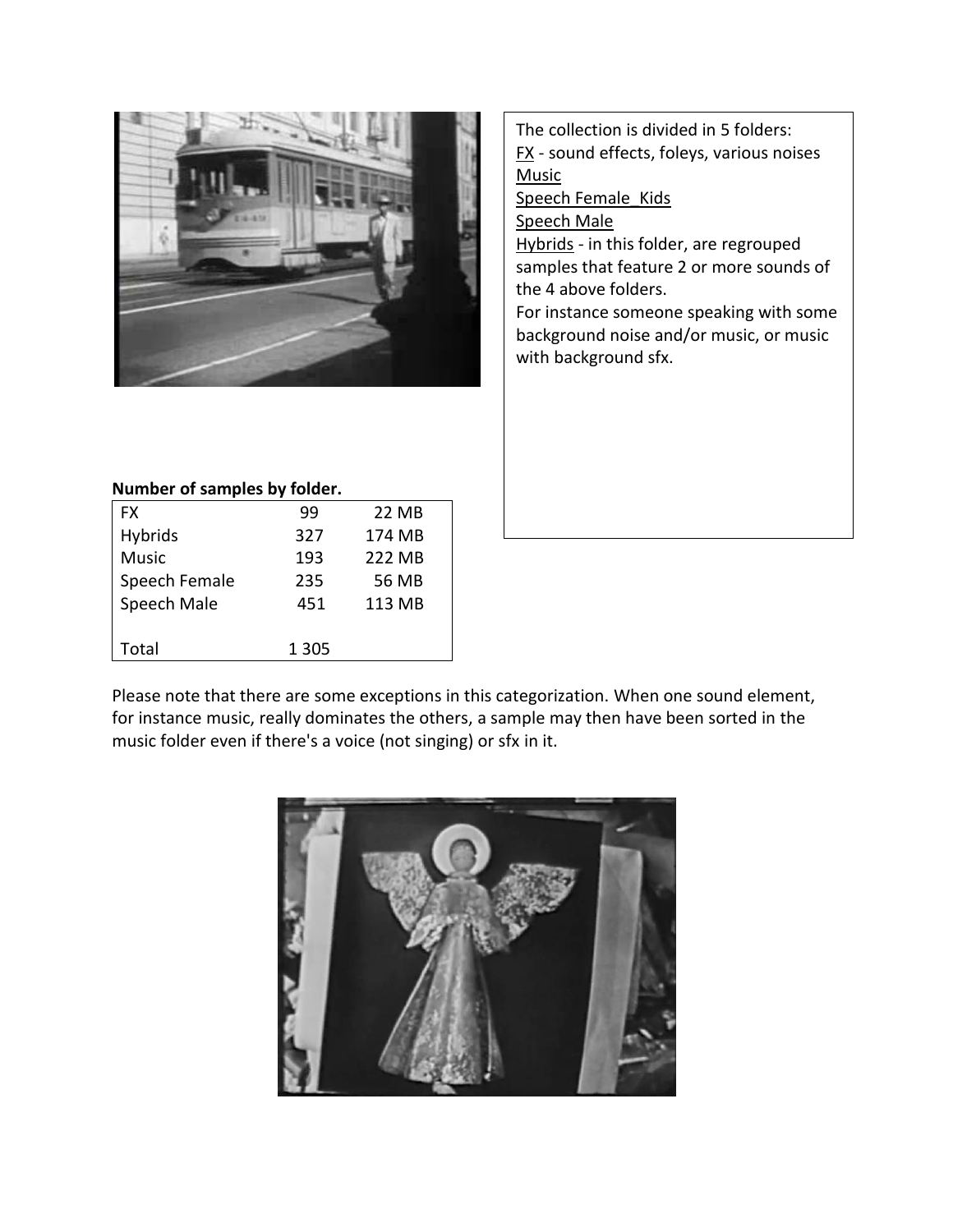The collection is divided in 5 folders:
FX - sound effects, foleys, various noises
Music
Speech Female _Kids
Speech Male
Hybrids - in this folder, are regrouped samples that feature 2 or more sounds of the 4 above folders.
For instance someone speaking with some background noise and/or music, or music with background sfx.

**Number of samples by folder.**

| | | |
|---|---|---|
| FX | 99 | 22 MB |
| Hybrids | 327 | 174 MB |
| Music | 193 | 222 MB |
| Speech Female | 235 | 56 MB |
| Speech Male | 451 | 113 MB |
| | | |
| Total | 1 305 | |

Please note that there are some exceptions in this categorization. When one sound element, for instance music, really dominates the others, a sample may then have been sorted in the music folder even if there's a voice (not singing) or sfx in it.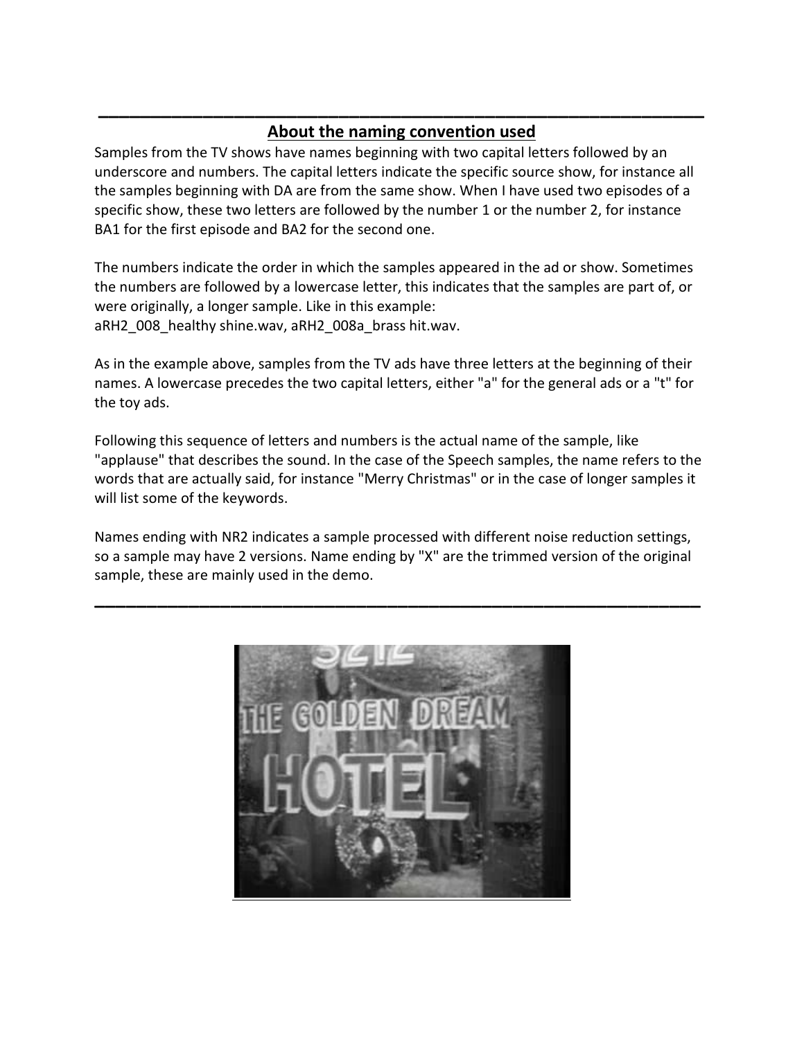## About the naming convention used

Samples from the TV shows have names beginning with two capital letters followed by an underscore and numbers. The capital letters indicate the specific source show, for instance all the samples beginning with DA are from the same show. When I have used two episodes of a specific show, these two letters are followed by the number 1 or the number 2, for instance BA1 for the first episode and BA2 for the second one.

The numbers indicate the order in which the samples appeared in the ad or show. Sometimes the numbers are followed by a lowercase letter, this indicates that the samples are part of, or were originally, a longer sample. Like in this example:
aRH2_008_healthy shine.wav, aRH2_008a_brass hit.wav.

As in the example above, samples from the TV ads have three letters at the beginning of their names. A lowercase precedes the two capital letters, either "a" for the general ads or a "t" for the toy ads.

Following this sequence of letters and numbers is the actual name of the sample, like "applause" that describes the sound. In the case of the Speech samples, the name refers to the words that are actually said, for instance "Merry Christmas" or in the case of longer samples it will list some of the keywords.

Names ending with NR2 indicates a sample processed with different noise reduction settings, so a sample may have 2 versions. Name ending by "X" are the trimmed version of the original sample, these are mainly used in the demo.

---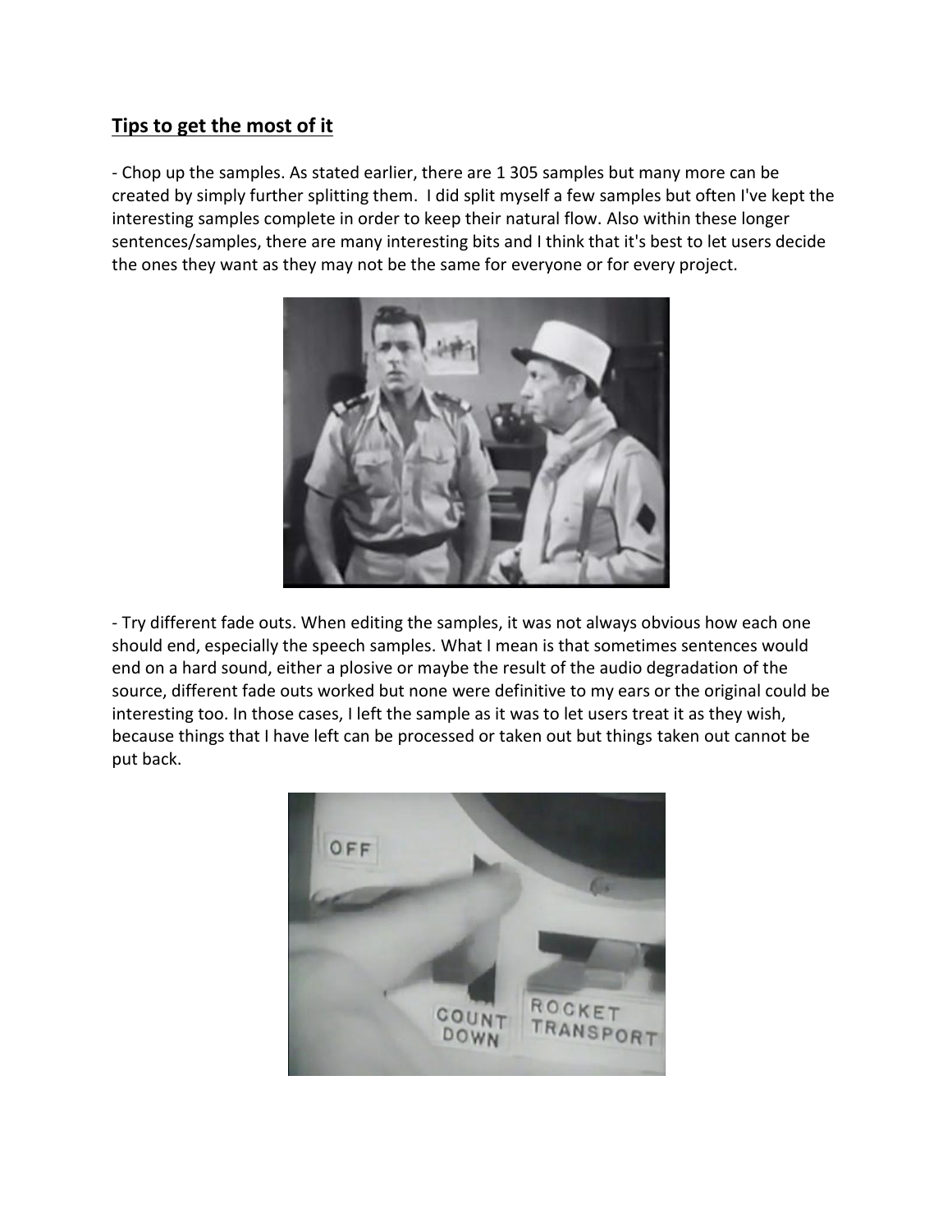## Tips to get the most of it

- Chop up the samples. As stated earlier, there are 1 305 samples but many more can be created by simply further splitting them. I did split myself a few samples but often I've kept the interesting samples complete in order to keep their natural flow. Also within these longer sentences/samples, there are many interesting bits and I think that it's best to let users decide the ones they want as they may not be the same for everyone or for every project.

- Try different fade outs. When editing the samples, it was not always obvious how each one should end, especially the speech samples. What I mean is that sometimes sentences would end on a hard sound, either a plosive or maybe the result of the audio degradation of the source, different fade outs worked but none were definitive to my ears or the original could be interesting too. In those cases, I left the sample as it was to let users treat it as they wish, because things that I have left can be processed or taken out but things taken out cannot be put back.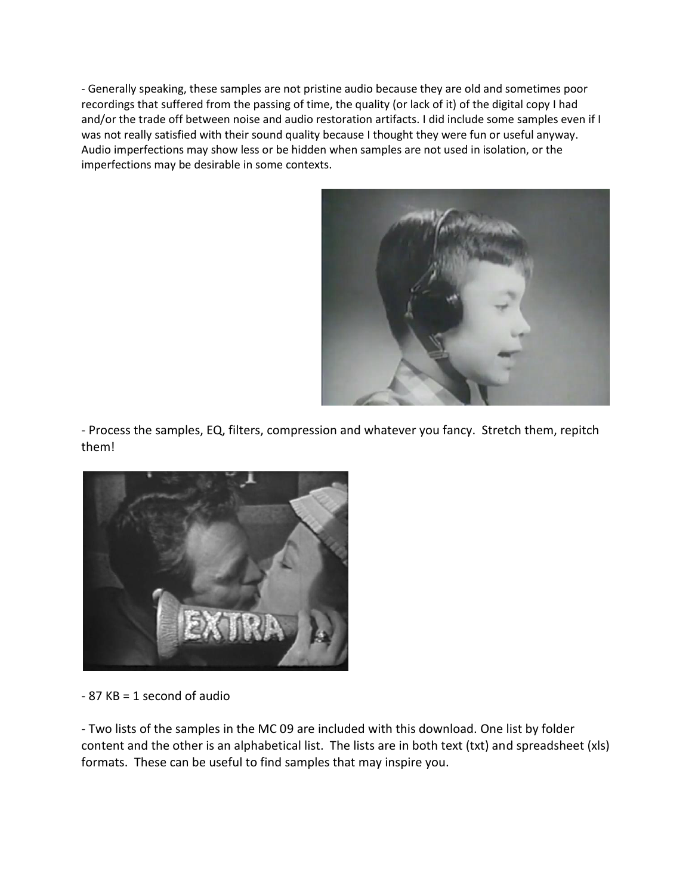- Generally speaking, these samples are not pristine audio because they are old and sometimes poor recordings that suffered from the passing of time, the quality (or lack of it) of the digital copy I had and/or the trade off between noise and audio restoration artifacts. I did include some samples even if I was not really satisfied with their sound quality because I thought they were fun or useful anyway. Audio imperfections may show less or be hidden when samples are not used in isolation, or the imperfections may be desirable in some contexts.

- Process the samples, EQ, filters, compression and whatever you fancy. Stretch them, repitch them!

- 87 KB = 1 second of audio

- Two lists of the samples in the MC 09 are included with this download. One list by folder content and the other is an alphabetical list. The lists are in both text (txt) and spreadsheet (xls) formats. These can be useful to find samples that may inspire you.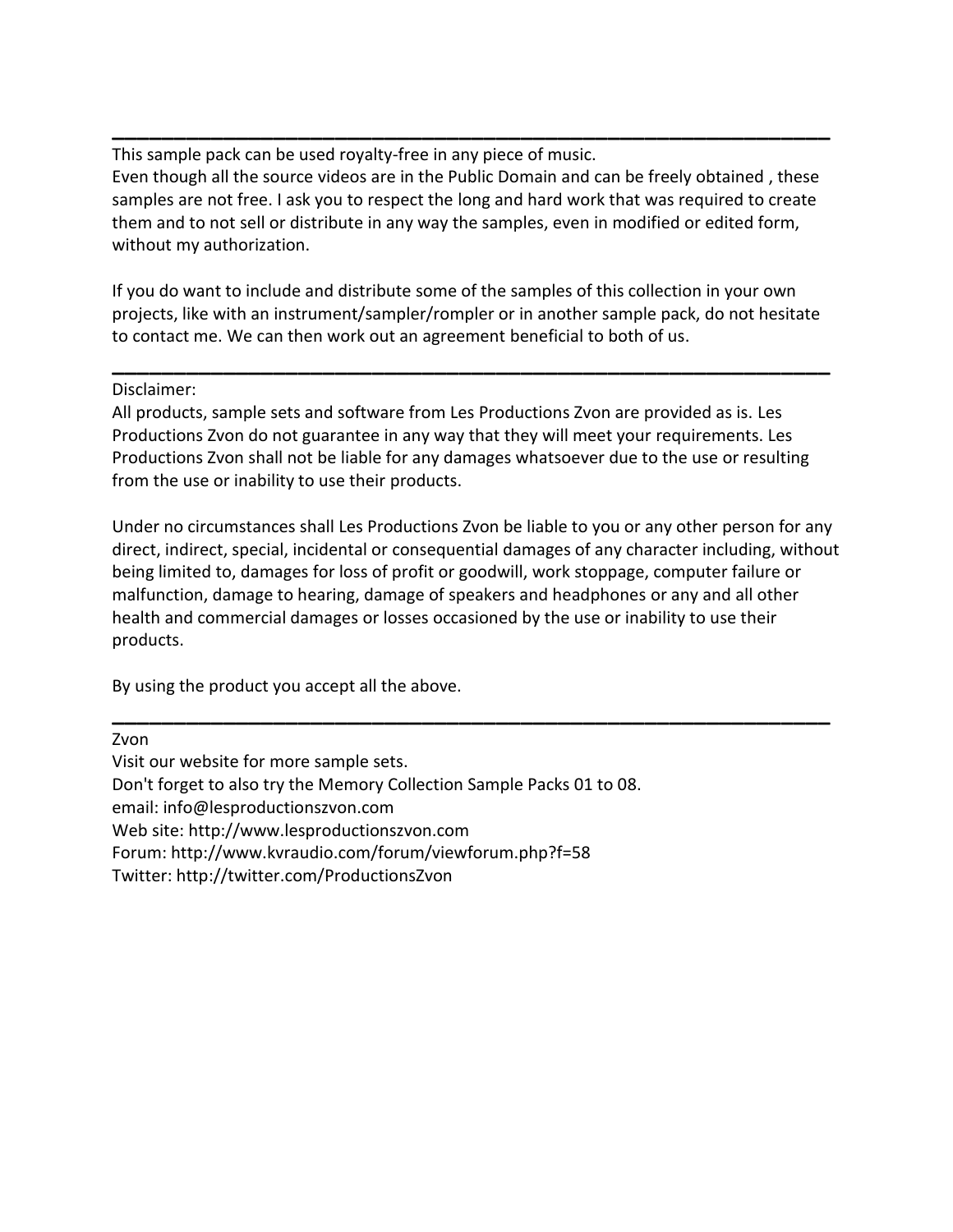---

This sample pack can be used royalty-free in any piece of music.
Even though all the source videos are in the Public Domain and can be freely obtained , these samples are not free. I ask you to respect the long and hard work that was required to create them and to not sell or distribute in any way the samples, even in modified or edited form, without my authorization.

If you do want to include and distribute some of the samples of this collection in your own projects, like with an instrument/sampler/rompler or in another sample pack, do not hesitate to contact me. We can then work out an agreement beneficial to both of us.

---

Disclaimer:
All products, sample sets and software from Les Productions Zvon are provided as is. Les Productions Zvon do not guarantee in any way that they will meet your requirements. Les Productions Zvon shall not be liable for any damages whatsoever due to the use or resulting from the use or inability to use their products.

Under no circumstances shall Les Productions Zvon be liable to you or any other person for any direct, indirect, special, incidental or consequential damages of any character including, without being limited to, damages for loss of profit or goodwill, work stoppage, computer failure or malfunction, damage to hearing, damage of speakers and headphones or any and all other health and commercial damages or losses occasioned by the use or inability to use their products.

By using the product you accept all the above.

---

Zvon
Visit our website for more sample sets.
Don't forget to also try the Memory Collection Sample Packs 01 to 08.
email: info@lesproductionszvon.com
Web site: http://www.lesproductionszvon.com
Forum: http://www.kvraudio.com/forum/viewforum.php?f=58
Twitter: http://twitter.com/ProductionsZvon